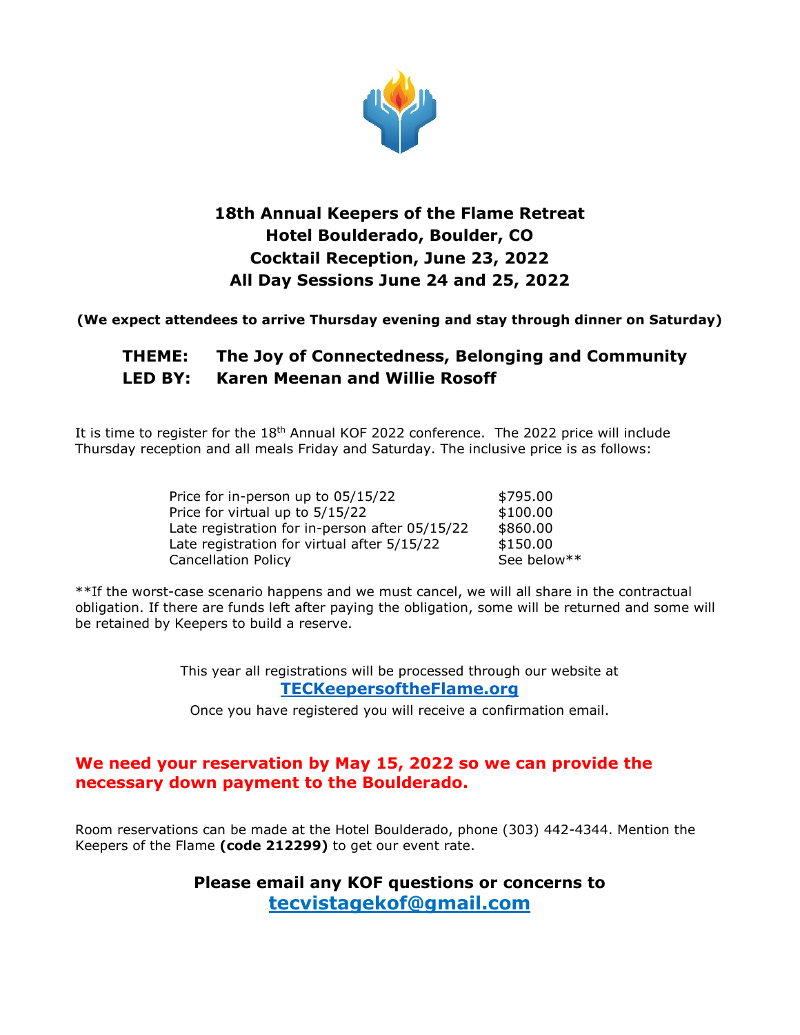# 18th Annual Keepers of the Flame Retreat
# Hotel Boulderado, Boulder, CO
# Cocktail Reception, June 23, 2022
# All Day Sessions June 24 and 25, 2022

**(We expect attendees to arrive Thursday evening and stay through dinner on Saturday)**

**THEME: The Joy of Connectedness, Belonging and Community**
**LED BY: Karen Meenan and Willie Rosoff**

It is time to register for the 18th Annual KOF 2022 conference. The 2022 price will include Thursday reception and all meals Friday and Saturday. The inclusive price is as follows:

| | |
|---|---|
| Price for in-person up to 05/15/22 | $795.00 |
| Price for virtual up to 5/15/22 | $100.00 |
| Late registration for in-person after 05/15/22 | $860.00 |
| Late registration for virtual after 5/15/22 | $150.00 |
| Cancellation Policy | See below** |

**If the worst-case scenario happens and we must cancel, we will all share in the contractual obligation. If there are funds left after paying the obligation, some will be returned and some will be retained by Keepers to build a reserve.

This year all registrations will be processed through our website at
**TECKeepersoftheFlame.org**
Once you have registered you will receive a confirmation email.

**We need your reservation by May 15, 2022 so we can provide the necessary down payment to the Boulderado.**

Room reservations can be made at the Hotel Boulderado, phone (303) 442-4344. Mention the Keepers of the Flame **(code 212299)** to get our event rate.

**Please email any KOF questions or concerns to**
**tecvistagekof@gmail.com**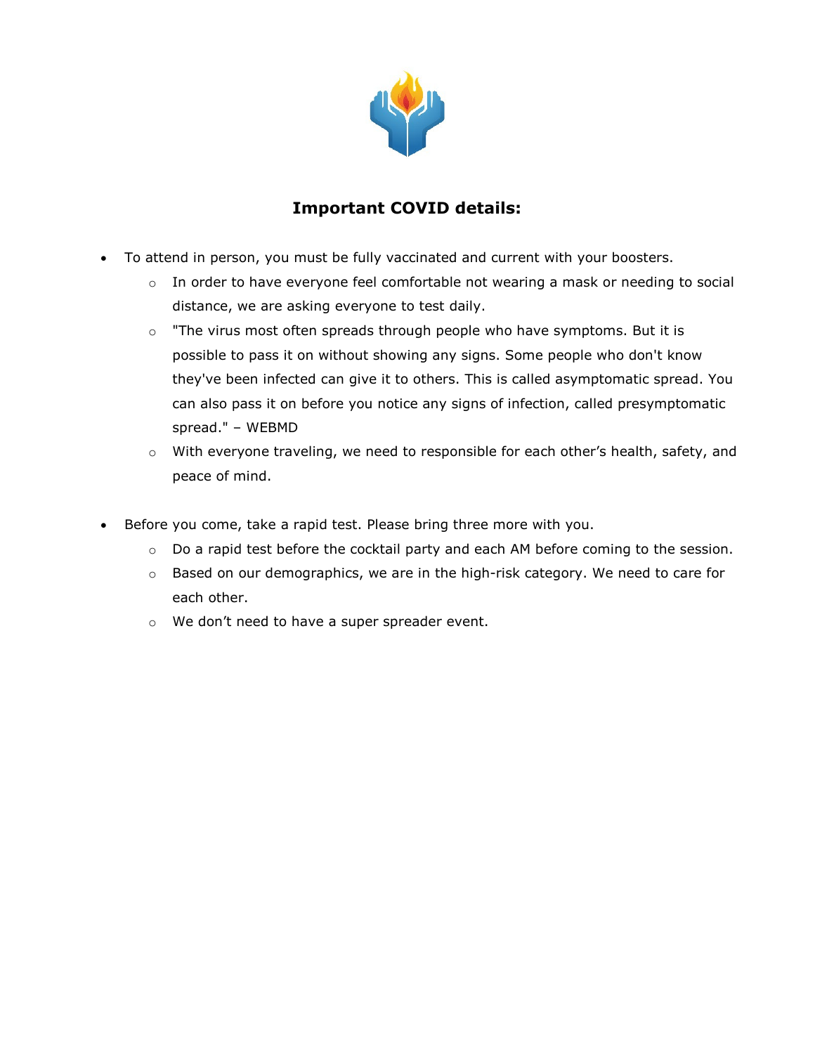## Important COVID details:

- To attend in person, you must be fully vaccinated and current with your boosters.
  - In order to have everyone feel comfortable not wearing a mask or needing to social distance, we are asking everyone to test daily.
  - "The virus most often spreads through people who have symptoms. But it is possible to pass it on without showing any signs. Some people who don't know they've been infected can give it to others. This is called asymptomatic spread. You can also pass it on before you notice any signs of infection, called presymptomatic spread." – WEBMD
  - With everyone traveling, we need to responsible for each other's health, safety, and peace of mind.

- Before you come, take a rapid test. Please bring three more with you.
  - Do a rapid test before the cocktail party and each AM before coming to the session.
  - Based on our demographics, we are in the high-risk category. We need to care for each other.
  - We don't need to have a super spreader event.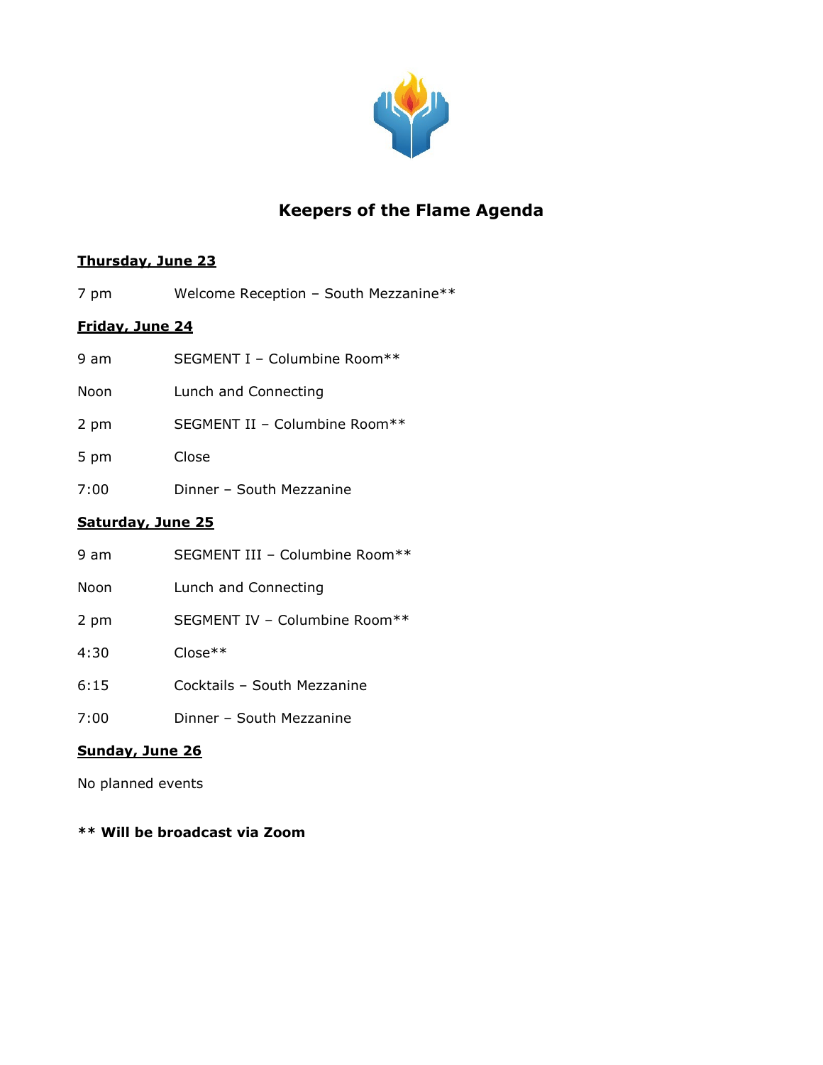# Keepers of the Flame Agenda

**Thursday, June 23**

7 pm Welcome Reception – South Mezzanine**

**Friday, June 24**

9 am SEGMENT I – Columbine Room**

Noon Lunch and Connecting

2 pm SEGMENT II – Columbine Room**

5 pm Close

7:00 Dinner – South Mezzanine

**Saturday, June 25**

9 am SEGMENT III – Columbine Room**

Noon Lunch and Connecting

2 pm SEGMENT IV – Columbine Room**

4:30 Close**

6:15 Cocktails – South Mezzanine

7:00 Dinner – South Mezzanine

**Sunday, June 26**

No planned events

**** Will be broadcast via Zoom**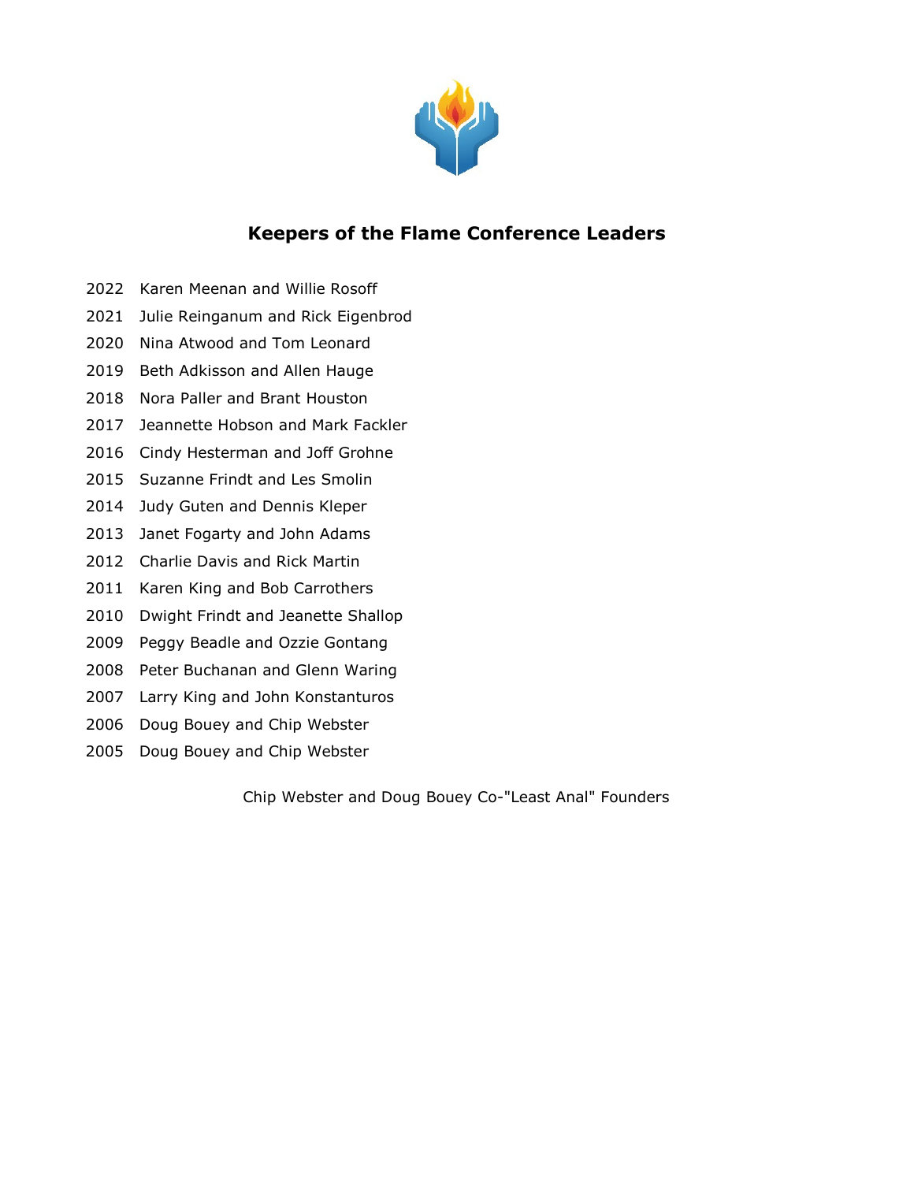# Keepers of the Flame Conference Leaders

2022 Karen Meenan and Willie Rosoff

2021 Julie Reinganum and Rick Eigenbrod

2020 Nina Atwood and Tom Leonard

2019 Beth Adkisson and Allen Hauge

2018 Nora Paller and Brant Houston

2017 Jeannette Hobson and Mark Fackler

2016 Cindy Hesterman and Joff Grohne

2015 Suzanne Frindt and Les Smolin

2014 Judy Guten and Dennis Kleper

2013 Janet Fogarty and John Adams

2012 Charlie Davis and Rick Martin

2011 Karen King and Bob Carrothers

2010 Dwight Frindt and Jeanette Shallop

2009 Peggy Beadle and Ozzie Gontang

2008 Peter Buchanan and Glenn Waring

2007 Larry King and John Konstanturos

2006 Doug Bouey and Chip Webster

2005 Doug Bouey and Chip Webster

Chip Webster and Doug Bouey Co-"Least Anal" Founders